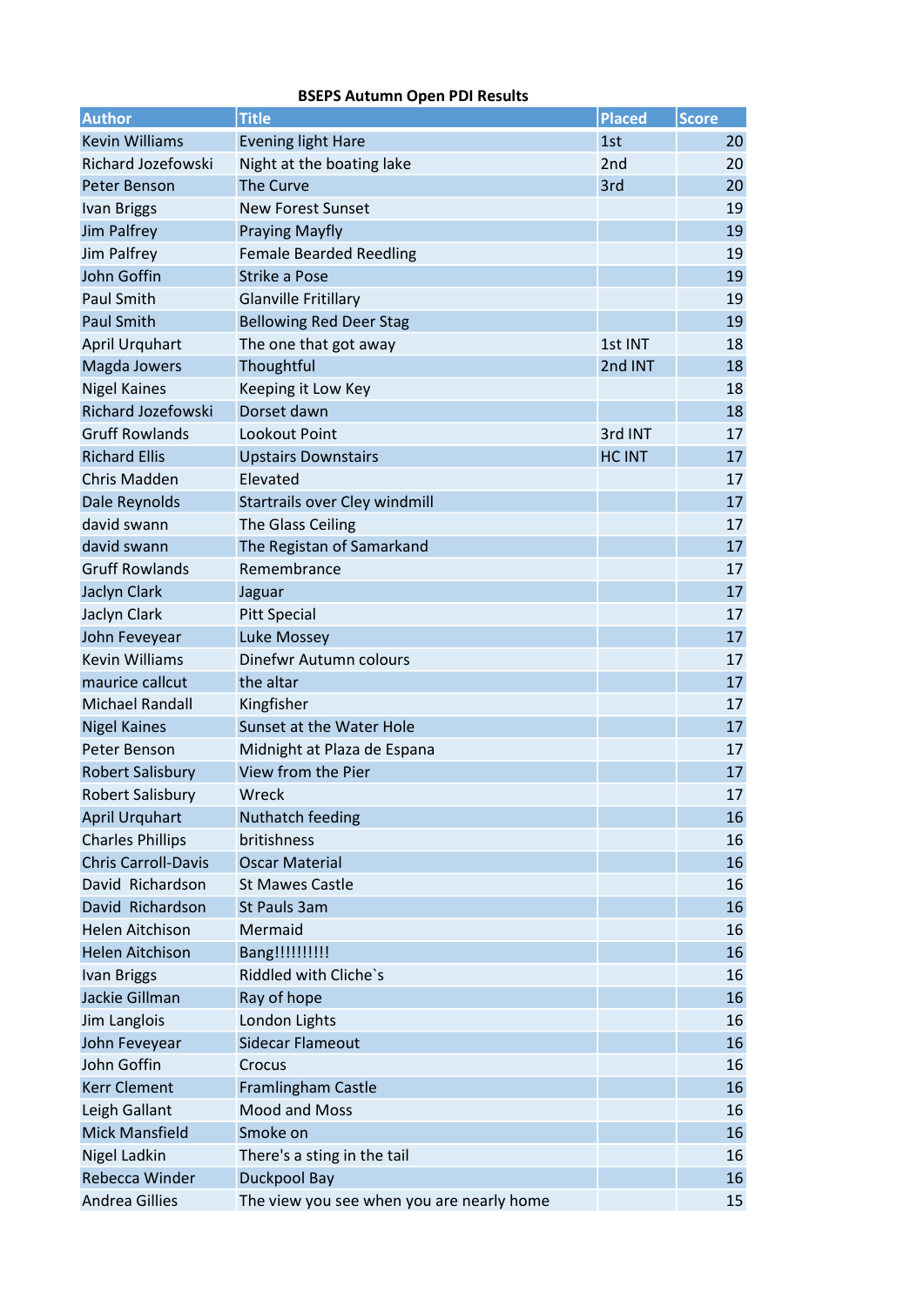**BSEPS Autumn Open PDI Results**

| Author | Title | Placed | Score |
|---|---|---|---|
| Kevin Williams | Evening light Hare | 1st | 20 |
| Richard Jozefowski | Night at the boating lake | 2nd | 20 |
| Peter Benson | The Curve | 3rd | 20 |
| Ivan Briggs | New Forest Sunset | | 19 |
| Jim Palfrey | Praying Mayfly | | 19 |
| Jim Palfrey | Female Bearded Reedling | | 19 |
| John Goffin | Strike a Pose | | 19 |
| Paul Smith | Glanville Fritillary | | 19 |
| Paul Smith | Bellowing Red Deer Stag | | 19 |
| April Urquhart | The one that got away | 1st INT | 18 |
| Magda Jowers | Thoughtful | 2nd INT | 18 |
| Nigel Kaines | Keeping it Low Key | | 18 |
| Richard Jozefowski | Dorset dawn | | 18 |
| Gruff Rowlands | Lookout Point | 3rd INT | 17 |
| Richard Ellis | Upstairs Downstairs | HC INT | 17 |
| Chris Madden | Elevated | | 17 |
| Dale Reynolds | Startrails over Cley windmill | | 17 |
| david swann | The Glass Ceiling | | 17 |
| david swann | The Registan of Samarkand | | 17 |
| Gruff Rowlands | Remembrance | | 17 |
| Jaclyn Clark | Jaguar | | 17 |
| Jaclyn Clark | Pitt Special | | 17 |
| John Feveyear | Luke Mossey | | 17 |
| Kevin Williams | Dinefwr Autumn colours | | 17 |
| maurice callcut | the altar | | 17 |
| Michael Randall | Kingfisher | | 17 |
| Nigel Kaines | Sunset at the Water Hole | | 17 |
| Peter Benson | Midnight at Plaza de Espana | | 17 |
| Robert Salisbury | View from the Pier | | 17 |
| Robert Salisbury | Wreck | | 17 |
| April Urquhart | Nuthatch feeding | | 16 |
| Charles Phillips | britishness | | 16 |
| Chris Carroll-Davis | Oscar Material | | 16 |
| David Richardson | St Mawes Castle | | 16 |
| David Richardson | St Pauls 3am | | 16 |
| Helen Aitchison | Mermaid | | 16 |
| Helen Aitchison | Bang!!!!!!!!!! | | 16 |
| Ivan Briggs | Riddled with Cliche`s | | 16 |
| Jackie Gillman | Ray of hope | | 16 |
| Jim Langlois | London Lights | | 16 |
| John Feveyear | Sidecar Flameout | | 16 |
| John Goffin | Crocus | | 16 |
| Kerr Clement | Framlingham Castle | | 16 |
| Leigh Gallant | Mood and Moss | | 16 |
| Mick Mansfield | Smoke on | | 16 |
| Nigel Ladkin | There's a sting in the tail | | 16 |
| Rebecca Winder | Duckpool Bay | | 16 |
| Andrea Gillies | The view you see when you are nearly home | | 15 |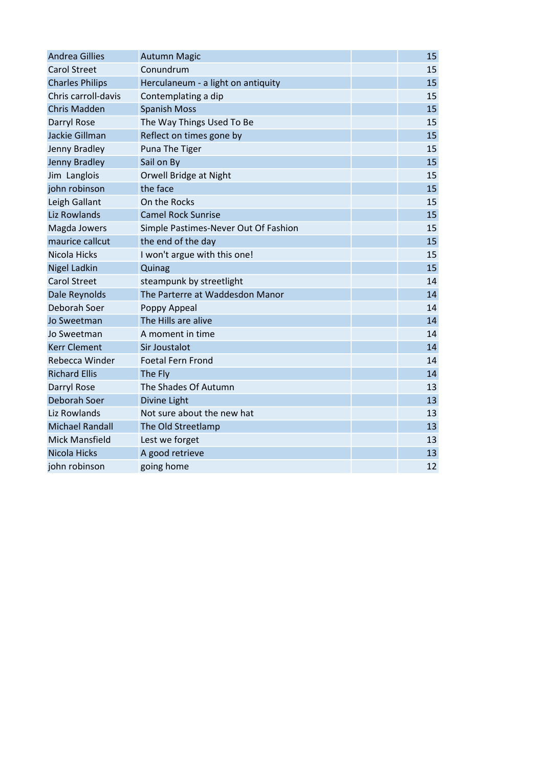| | | | |
|---|---|---|---|
| Andrea Gillies | Autumn Magic | | 15 |
| Carol Street | Conundrum | | 15 |
| Charles Philips | Herculaneum - a light on antiquity | | 15 |
| Chris carroll-davis | Contemplating a dip | | 15 |
| Chris Madden | Spanish Moss | | 15 |
| Darryl Rose | The Way Things Used To Be | | 15 |
| Jackie Gillman | Reflect on times gone by | | 15 |
| Jenny Bradley | Puna The Tiger | | 15 |
| Jenny Bradley | Sail on By | | 15 |
| Jim  Langlois | Orwell Bridge at Night | | 15 |
| john robinson | the face | | 15 |
| Leigh Gallant | On the Rocks | | 15 |
| Liz Rowlands | Camel Rock Sunrise | | 15 |
| Magda Jowers | Simple Pastimes-Never Out Of Fashion | | 15 |
| maurice callcut | the end of the day | | 15 |
| Nicola Hicks | I won't argue with this one! | | 15 |
| Nigel Ladkin | Quinag | | 15 |
| Carol Street | steampunk by streetlight | | 14 |
| Dale Reynolds | The Parterre at Waddesdon Manor | | 14 |
| Deborah Soer | Poppy Appeal | | 14 |
| Jo Sweetman | The Hills are alive | | 14 |
| Jo Sweetman | A moment in time | | 14 |
| Kerr Clement | Sir Joustalot | | 14 |
| Rebecca Winder | Foetal Fern Frond | | 14 |
| Richard Ellis | The Fly | | 14 |
| Darryl Rose | The Shades Of Autumn | | 13 |
| Deborah Soer | Divine Light | | 13 |
| Liz Rowlands | Not sure about the new hat | | 13 |
| Michael Randall | The Old Streetlamp | | 13 |
| Mick Mansfield | Lest we forget | | 13 |
| Nicola Hicks | A good retrieve | | 13 |
| john robinson | going home | | 12 |